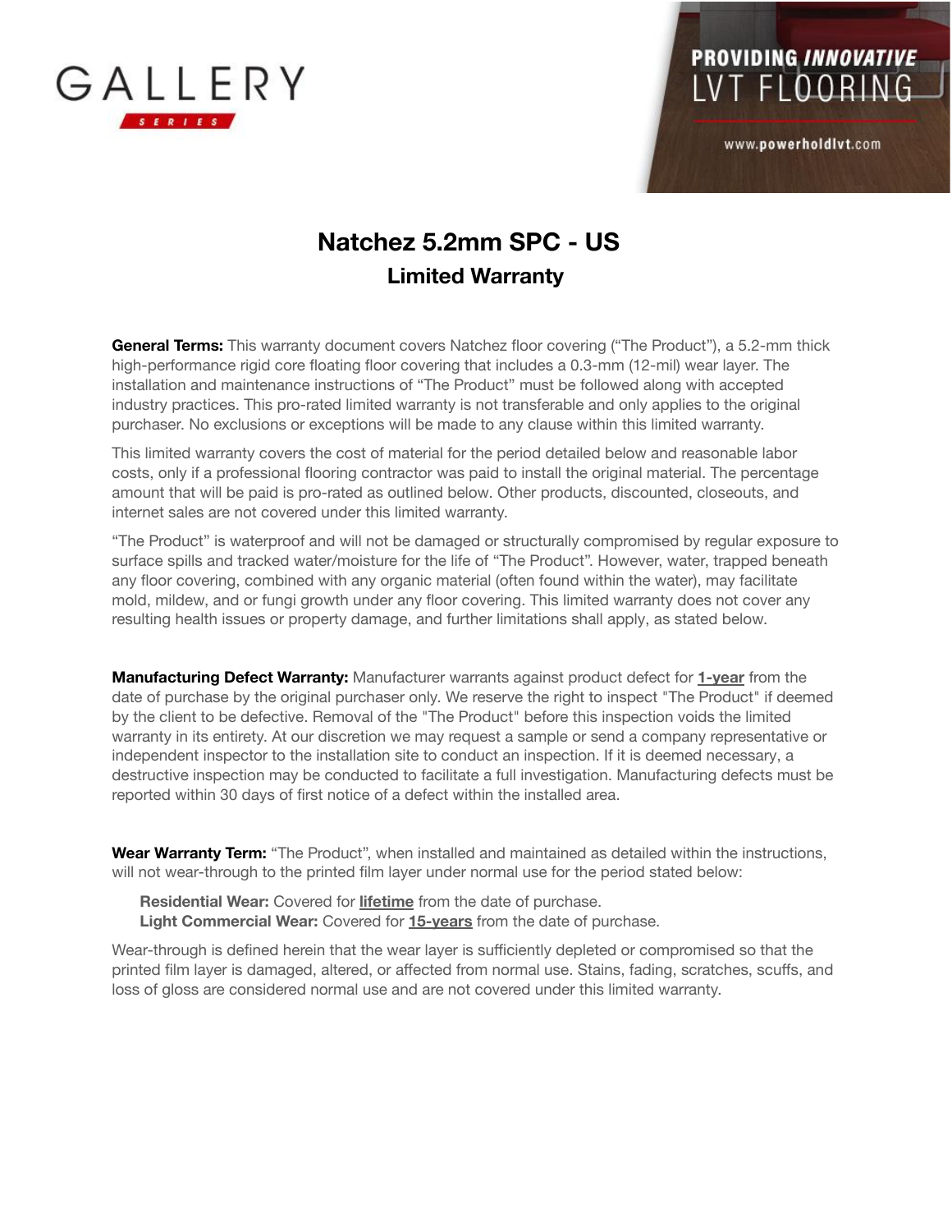GALLERY SERIES

PROVIDING *INNOVATIVE* LVT FLOORING

www.powerholdlvt.com

# Natchez 5.2mm SPC - US

## Limited Warranty

**General Terms:** This warranty document covers Natchez floor covering ("The Product"), a 5.2-mm thick high-performance rigid core floating floor covering that includes a 0.3-mm (12-mil) wear layer. The installation and maintenance instructions of "The Product" must be followed along with accepted industry practices. This pro-rated limited warranty is not transferable and only applies to the original purchaser. No exclusions or exceptions will be made to any clause within this limited warranty.

This limited warranty covers the cost of material for the period detailed below and reasonable labor costs, only if a professional flooring contractor was paid to install the original material. The percentage amount that will be paid is pro-rated as outlined below. Other products, discounted, closeouts, and internet sales are not covered under this limited warranty.

"The Product" is waterproof and will not be damaged or structurally compromised by regular exposure to surface spills and tracked water/moisture for the life of "The Product". However, water, trapped beneath any floor covering, combined with any organic material (often found within the water), may facilitate mold, mildew, and or fungi growth under any floor covering. This limited warranty does not cover any resulting health issues or property damage, and further limitations shall apply, as stated below.

**Manufacturing Defect Warranty:** Manufacturer warrants against product defect for **1-year** from the date of purchase by the original purchaser only. We reserve the right to inspect "The Product" if deemed by the client to be defective. Removal of the "The Product" before this inspection voids the limited warranty in its entirety. At our discretion we may request a sample or send a company representative or independent inspector to the installation site to conduct an inspection. If it is deemed necessary, a destructive inspection may be conducted to facilitate a full investigation. Manufacturing defects must be reported within 30 days of first notice of a defect within the installed area.

**Wear Warranty Term:** "The Product", when installed and maintained as detailed within the instructions, will not wear-through to the printed film layer under normal use for the period stated below:

**Residential Wear:** Covered for **lifetime** from the date of purchase.
**Light Commercial Wear:** Covered for **15-years** from the date of purchase.

Wear-through is defined herein that the wear layer is sufficiently depleted or compromised so that the printed film layer is damaged, altered, or affected from normal use. Stains, fading, scratches, scuffs, and loss of gloss are considered normal use and are not covered under this limited warranty.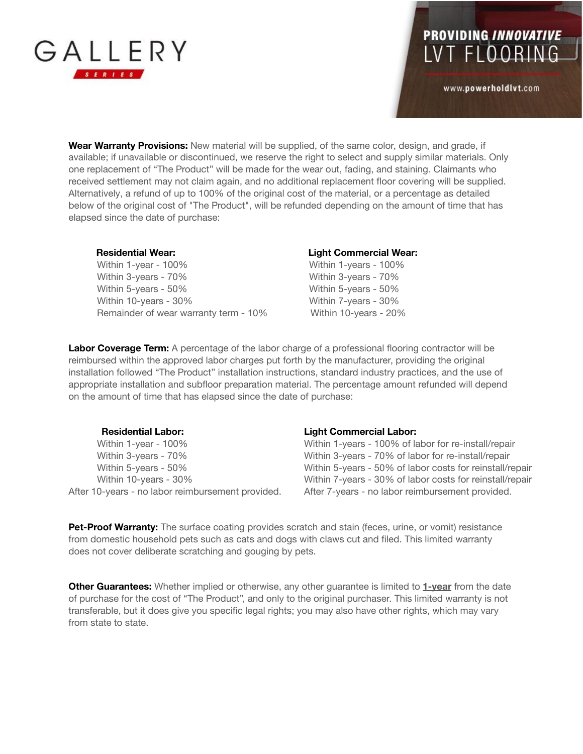**Wear Warranty Provisions:** New material will be supplied, of the same color, design, and grade, if available; if unavailable or discontinued, we reserve the right to select and supply similar materials. Only one replacement of "The Product" will be made for the wear out, fading, and staining. Claimants who received settlement may not claim again, and no additional replacement floor covering will be supplied. Alternatively, a refund of up to 100% of the original cost of the material, or a percentage as detailed below of the original cost of "The Product", will be refunded depending on the amount of time that has elapsed since the date of purchase:

**Residential Wear:**

Within 1-year - 100%
Within 3-years - 70%
Within 5-years - 50%
Within 10-years - 30%
Remainder of wear warranty term - 10%

**Light Commercial Wear:**

Within 1-years - 100%
Within 3-years - 70%
Within 5-years - 50%
Within 7-years - 30%
Within 10-years - 20%

**Labor Coverage Term:** A percentage of the labor charge of a professional flooring contractor will be reimbursed within the approved labor charges put forth by the manufacturer, providing the original installation followed "The Product" installation instructions, standard industry practices, and the use of appropriate installation and subfloor preparation material. The percentage amount refunded will depend on the amount of time that has elapsed since the date of purchase:

**Residential Labor:**

Within 1-year - 100%
Within 3-years - 70%
Within 5-years - 50%
Within 10-years - 30%
After 10-years - no labor reimbursement provided.

**Light Commercial Labor:**

Within 1-years - 100% of labor for re-install/repair
Within 3-years - 70% of labor for re-install/repair
Within 5-years - 50% of labor costs for reinstall/repair
Within 7-years - 30% of labor costs for reinstall/repair
After 7-years - no labor reimbursement provided.

**Pet-Proof Warranty:** The surface coating provides scratch and stain (feces, urine, or vomit) resistance from domestic household pets such as cats and dogs with claws cut and filed. This limited warranty does not cover deliberate scratching and gouging by pets.

**Other Guarantees:** Whether implied or otherwise, any other guarantee is limited to **1-year** from the date of purchase for the cost of "The Product", and only to the original purchaser. This limited warranty is not transferable, but it does give you specific legal rights; you may also have other rights, which may vary from state to state.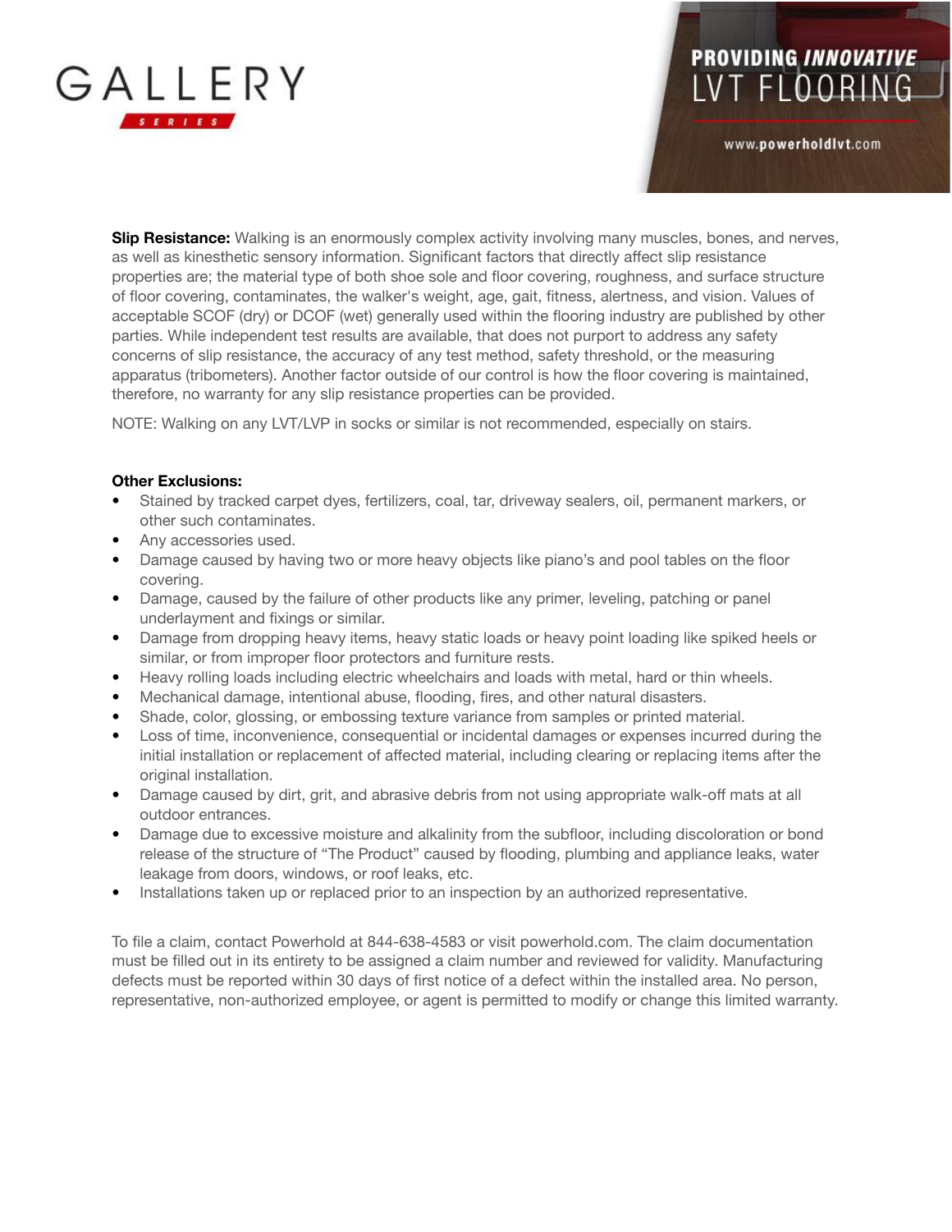**Slip Resistance:** Walking is an enormously complex activity involving many muscles, bones, and nerves, as well as kinesthetic sensory information. Significant factors that directly affect slip resistance properties are; the material type of both shoe sole and floor covering, roughness, and surface structure of floor covering, contaminates, the walker's weight, age, gait, fitness, alertness, and vision. Values of acceptable SCOF (dry) or DCOF (wet) generally used within the flooring industry are published by other parties. While independent test results are available, that does not purport to address any safety concerns of slip resistance, the accuracy of any test method, safety threshold, or the measuring apparatus (tribometers). Another factor outside of our control is how the floor covering is maintained, therefore, no warranty for any slip resistance properties can be provided.

NOTE: Walking on any LVT/LVP in socks or similar is not recommended, especially on stairs.

**Other Exclusions:**

- Stained by tracked carpet dyes, fertilizers, coal, tar, driveway sealers, oil, permanent markers, or other such contaminates.
- Any accessories used.
- Damage caused by having two or more heavy objects like piano's and pool tables on the floor covering.
- Damage, caused by the failure of other products like any primer, leveling, patching or panel underlayment and fixings or similar.
- Damage from dropping heavy items, heavy static loads or heavy point loading like spiked heels or similar, or from improper floor protectors and furniture rests.
- Heavy rolling loads including electric wheelchairs and loads with metal, hard or thin wheels.
- Mechanical damage, intentional abuse, flooding, fires, and other natural disasters.
- Shade, color, glossing, or embossing texture variance from samples or printed material.
- Loss of time, inconvenience, consequential or incidental damages or expenses incurred during the initial installation or replacement of affected material, including clearing or replacing items after the original installation.
- Damage caused by dirt, grit, and abrasive debris from not using appropriate walk-off mats at all outdoor entrances.
- Damage due to excessive moisture and alkalinity from the subfloor, including discoloration or bond release of the structure of "The Product" caused by flooding, plumbing and appliance leaks, water leakage from doors, windows, or roof leaks, etc.
- Installations taken up or replaced prior to an inspection by an authorized representative.

To file a claim, contact Powerhold at 844-638-4583 or visit powerhold.com. The claim documentation must be filled out in its entirety to be assigned a claim number and reviewed for validity. Manufacturing defects must be reported within 30 days of first notice of a defect within the installed area. No person, representative, non-authorized employee, or agent is permitted to modify or change this limited warranty.